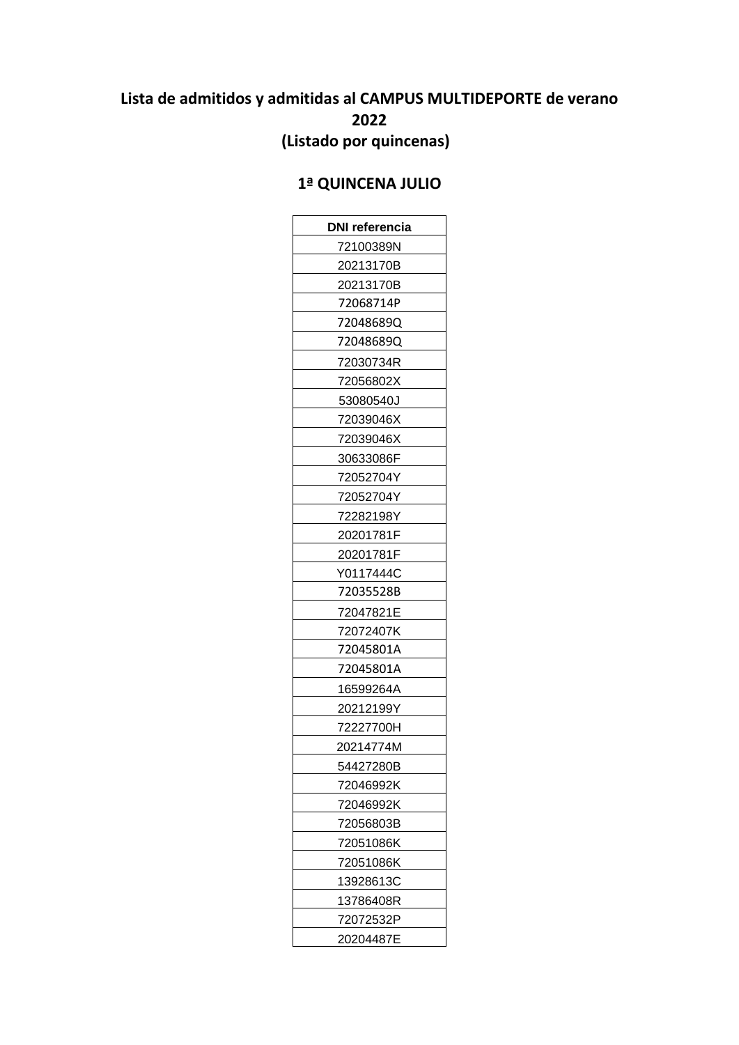# Lista de admitidos y admitidas al CAMPUS MULTIDEPORTE de verano 2022
## (Listado por quincenas)

## 1ª QUINCENA JULIO

| DNI referencia |
|---|
| 72100389N |
| 20213170B |
| 20213170B |
| 72068714P |
| 72048689Q |
| 72048689Q |
| 72030734R |
| 72056802X |
| 53080540J |
| 72039046X |
| 72039046X |
| 30633086F |
| 72052704Y |
| 72052704Y |
| 72282198Y |
| 20201781F |
| 20201781F |
| Y0117444C |
| 72035528B |
| 72047821E |
| 72072407K |
| 72045801A |
| 72045801A |
| 16599264A |
| 20212199Y |
| 72227700H |
| 20214774M |
| 54427280B |
| 72046992K |
| 72046992K |
| 72056803B |
| 72051086K |
| 72051086K |
| 13928613C |
| 13786408R |
| 72072532P |
| 20204487E |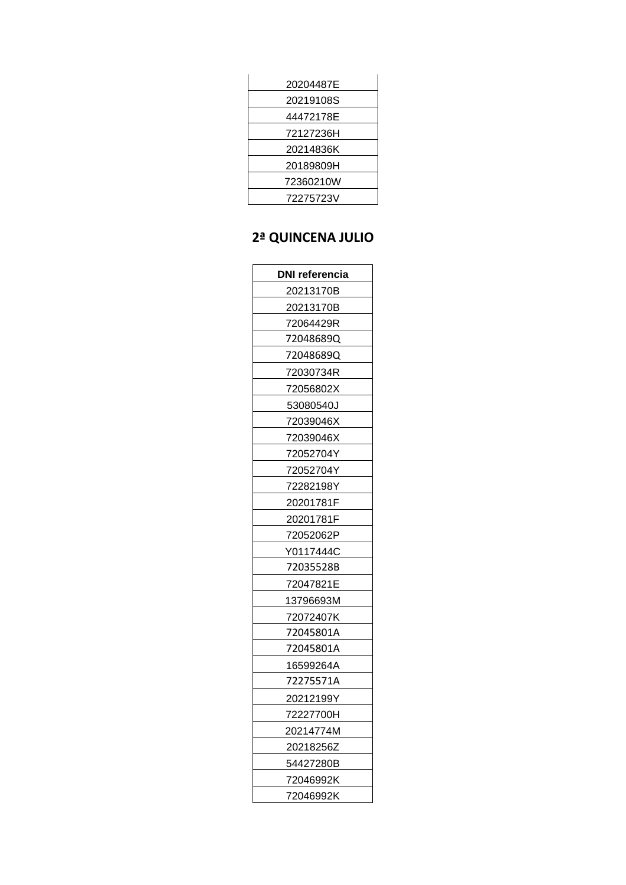| |
|---|
| 20204487E |
| 20219108S |
| 44472178E |
| 72127236H |
| 20214836K |
| 20189809H |
| 72360210W |
| 72275723V |

## 2ª QUINCENA JULIO

| DNI referencia |
|---|
| 20213170B |
| 20213170B |
| 72064429R |
| 72048689Q |
| 72048689Q |
| 72030734R |
| 72056802X |
| 53080540J |
| 72039046X |
| 72039046X |
| 72052704Y |
| 72052704Y |
| 72282198Y |
| 20201781F |
| 20201781F |
| 72052062P |
| Y0117444C |
| 72035528B |
| 72047821E |
| 13796693M |
| 72072407K |
| 72045801A |
| 72045801A |
| 16599264A |
| 72275571A |
| 20212199Y |
| 72227700H |
| 20214774M |
| 20218256Z |
| 54427280B |
| 72046992K |
| 72046992K |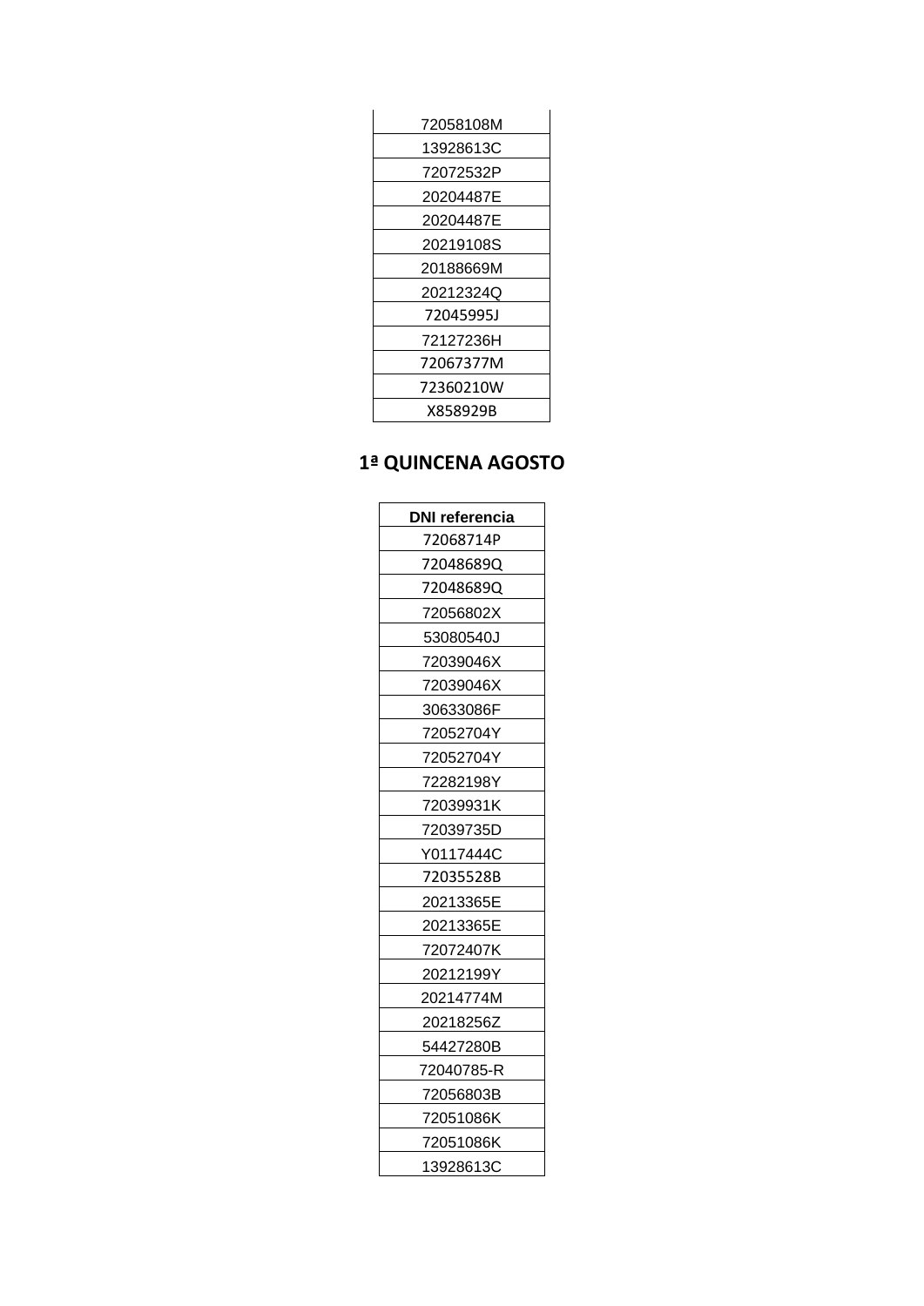| 72058108M |
| --- |
| 13928613C |
| 72072532P |
| 20204487E |
| 20204487E |
| 20219108S |
| 20188669M |
| 20212324Q |
| 72045995J |
| 72127236H |
| 72067377M |
| 72360210W |
| X858929B |

## 1ª QUINCENA AGOSTO

| DNI referencia |
| --- |
| 72068714P |
| 72048689Q |
| 72048689Q |
| 72056802X |
| 53080540J |
| 72039046X |
| 72039046X |
| 30633086F |
| 72052704Y |
| 72052704Y |
| 72282198Y |
| 72039931K |
| 72039735D |
| Y0117444C |
| 72035528B |
| 20213365E |
| 20213365E |
| 72072407K |
| 20212199Y |
| 20214774M |
| 20218256Z |
| 54427280B |
| 72040785-R |
| 72056803B |
| 72051086K |
| 72051086K |
| 13928613C |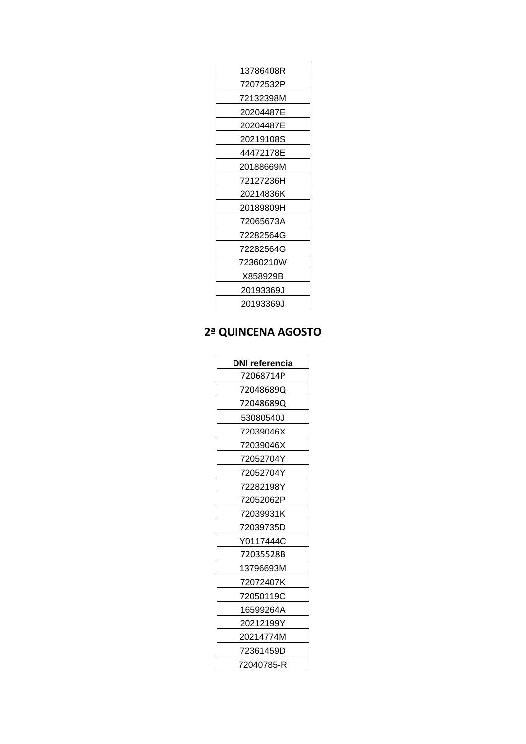| |
|---|
| 13786408R |
| 72072532P |
| 72132398M |
| 20204487E |
| 20204487E |
| 20219108S |
| 44472178E |
| 20188669M |
| 72127236H |
| 20214836K |
| 20189809H |
| 72065673A |
| 72282564G |
| 72282564G |
| 72360210W |
| X858929B |
| 20193369J |
| 20193369J |

## 2ª QUINCENA AGOSTO

| DNI referencia |
|---|
| 72068714P |
| 72048689Q |
| 72048689Q |
| 53080540J |
| 72039046X |
| 72039046X |
| 72052704Y |
| 72052704Y |
| 72282198Y |
| 72052062P |
| 72039931K |
| 72039735D |
| Y0117444C |
| 72035528B |
| 13796693M |
| 72072407K |
| 72050119C |
| 16599264A |
| 20212199Y |
| 20214774M |
| 72361459D |
| 72040785-R |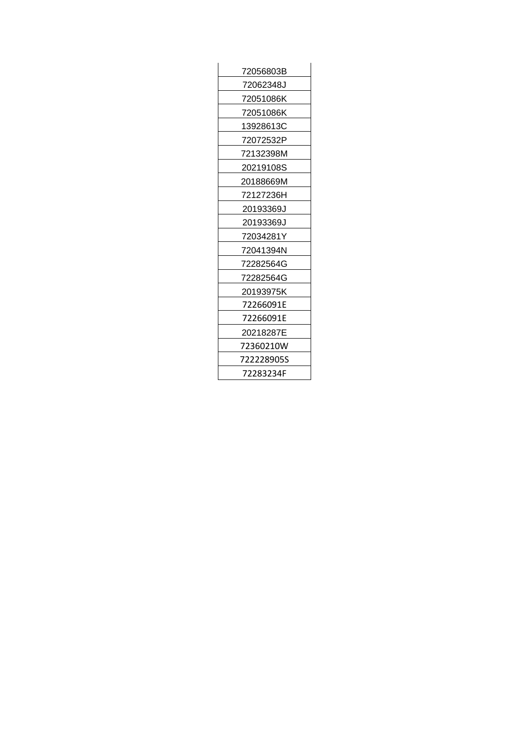| |
|---|
| 72056803B |
| 72062348J |
| 72051086K |
| 72051086K |
| 13928613C |
| 72072532P |
| 72132398M |
| 20219108S |
| 20188669M |
| 72127236H |
| 20193369J |
| 20193369J |
| 72034281Y |
| 72041394N |
| 72282564G |
| 72282564G |
| 20193975K |
| 72266091E |
| 72266091E |
| 20218287E |
| 72360210W |
| 722228905S |
| 72283234F |